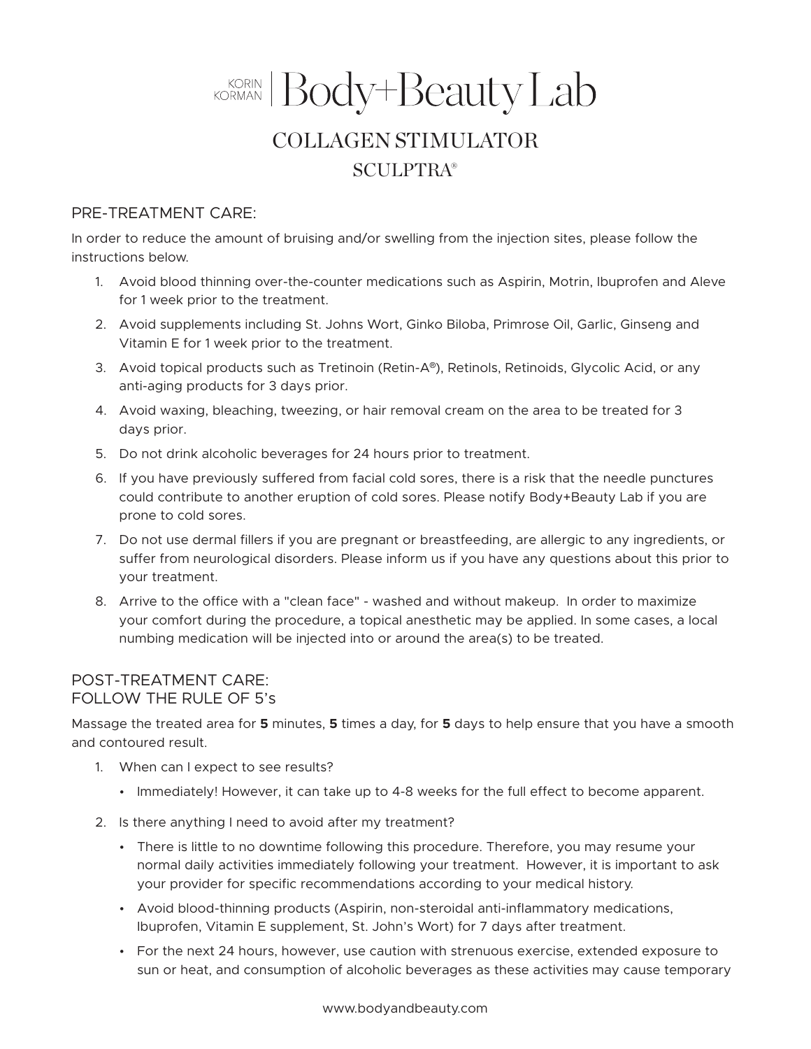# KORIN KORMAN | Body+Beauty Lab

## COLLAGEN STIMULATOR

## SCULPTRA®

### PRE-TREATMENT CARE:

In order to reduce the amount of bruising and/or swelling from the injection sites, please follow the instructions below.

1. Avoid blood thinning over-the-counter medications such as Aspirin, Motrin, Ibuprofen and Aleve for 1 week prior to the treatment.
2. Avoid supplements including St. Johns Wort, Ginko Biloba, Primrose Oil, Garlic, Ginseng and Vitamin E for 1 week prior to the treatment.
3. Avoid topical products such as Tretinoin (Retin-A®), Retinols, Retinoids, Glycolic Acid, or any anti-aging products for 3 days prior.
4. Avoid waxing, bleaching, tweezing, or hair removal cream on the area to be treated for 3 days prior.
5. Do not drink alcoholic beverages for 24 hours prior to treatment.
6. If you have previously suffered from facial cold sores, there is a risk that the needle punctures could contribute to another eruption of cold sores. Please notify Body+Beauty Lab if you are prone to cold sores.
7. Do not use dermal fillers if you are pregnant or breastfeeding, are allergic to any ingredients, or suffer from neurological disorders. Please inform us if you have any questions about this prior to your treatment.
8. Arrive to the office with a "clean face" - washed and without makeup. In order to maximize your comfort during the procedure, a topical anesthetic may be applied. In some cases, a local numbing medication will be injected into or around the area(s) to be treated.

### POST-TREATMENT CARE:
### FOLLOW THE RULE OF 5's

Massage the treated area for **5** minutes, **5** times a day, for **5** days to help ensure that you have a smooth and contoured result.

1. When can I expect to see results?
   - Immediately! However, it can take up to 4-8 weeks for the full effect to become apparent.
2. Is there anything I need to avoid after my treatment?
   - There is little to no downtime following this procedure. Therefore, you may resume your normal daily activities immediately following your treatment. However, it is important to ask your provider for specific recommendations according to your medical history.
   - Avoid blood-thinning products (Aspirin, non-steroidal anti-inflammatory medications, Ibuprofen, Vitamin E supplement, St. John's Wort) for 7 days after treatment.
   - For the next 24 hours, however, use caution with strenuous exercise, extended exposure to sun or heat, and consumption of alcoholic beverages as these activities may cause temporary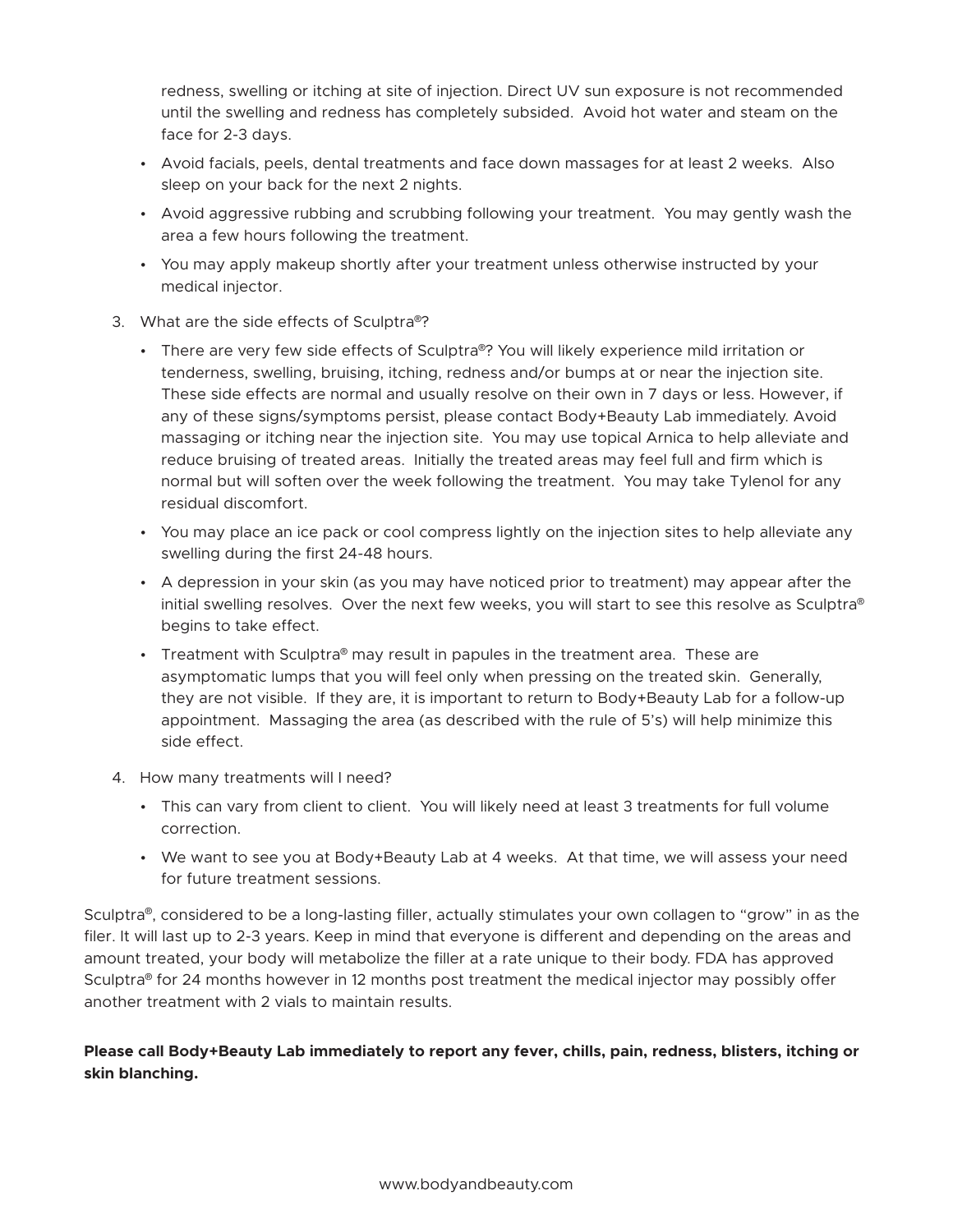redness, swelling or itching at site of injection. Direct UV sun exposure is not recommended until the swelling and redness has completely subsided. Avoid hot water and steam on the face for 2-3 days.

- Avoid facials, peels, dental treatments and face down massages for at least 2 weeks. Also sleep on your back for the next 2 nights.
- Avoid aggressive rubbing and scrubbing following your treatment. You may gently wash the area a few hours following the treatment.
- You may apply makeup shortly after your treatment unless otherwise instructed by your medical injector.

3. What are the side effects of Sculptra®?
   - There are very few side effects of Sculptra®? You will likely experience mild irritation or tenderness, swelling, bruising, itching, redness and/or bumps at or near the injection site. These side effects are normal and usually resolve on their own in 7 days or less. However, if any of these signs/symptoms persist, please contact Body+Beauty Lab immediately. Avoid massaging or itching near the injection site. You may use topical Arnica to help alleviate and reduce bruising of treated areas. Initially the treated areas may feel full and firm which is normal but will soften over the week following the treatment. You may take Tylenol for any residual discomfort.
   - You may place an ice pack or cool compress lightly on the injection sites to help alleviate any swelling during the first 24-48 hours.
   - A depression in your skin (as you may have noticed prior to treatment) may appear after the initial swelling resolves. Over the next few weeks, you will start to see this resolve as Sculptra® begins to take effect.
   - Treatment with Sculptra® may result in papules in the treatment area. These are asymptomatic lumps that you will feel only when pressing on the treated skin. Generally, they are not visible. If they are, it is important to return to Body+Beauty Lab for a follow-up appointment. Massaging the area (as described with the rule of 5's) will help minimize this side effect.
4. How many treatments will I need?
   - This can vary from client to client. You will likely need at least 3 treatments for full volume correction.
   - We want to see you at Body+Beauty Lab at 4 weeks. At that time, we will assess your need for future treatment sessions.

Sculptra®, considered to be a long-lasting filler, actually stimulates your own collagen to "grow" in as the filer. It will last up to 2-3 years. Keep in mind that everyone is different and depending on the areas and amount treated, your body will metabolize the filler at a rate unique to their body. FDA has approved Sculptra® for 24 months however in 12 months post treatment the medical injector may possibly offer another treatment with 2 vials to maintain results.

**Please call Body+Beauty Lab immediately to report any fever, chills, pain, redness, blisters, itching or skin blanching.**